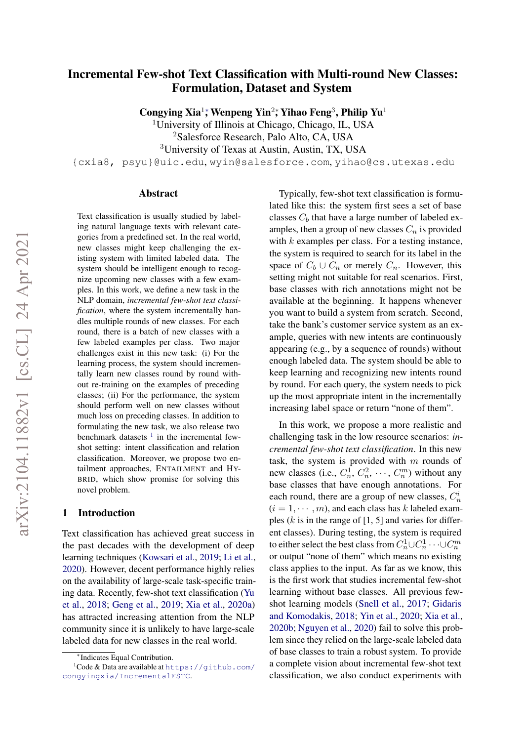# Incremental Few-shot Text Classification with Multi-round New Classes: Formulation, Dataset and System

**Congying Xia[1,*], Wenpeng Yin[2,*], Yihao Feng[3], Philip Yu[1]**

[1]University of Illinois at Chicago, Chicago, IL, USA
[2]Salesforce Research, Palo Alto, CA, USA
[3]University of Texas at Austin, Austin, TX, USA

{cxia8, psyu}@uic.edu, wyin@salesforce.com, yihao@cs.utexas.edu

## Abstract

Text classification is usually studied by labeling natural language texts with relevant categories from a predefined set. In the real world, new classes might keep challenging the existing system with limited labeled data. The system should be intelligent enough to recognize upcoming new classes with a few examples. In this work, we define a new task in the NLP domain, *incremental few-shot text classification*, where the system incrementally handles multiple rounds of new classes. For each round, there is a batch of new classes with a few labeled examples per class. Two major challenges exist in this new task: (i) For the learning process, the system should incrementally learn new classes round by round without re-training on the examples of preceding classes; (ii) For the performance, the system should perform well on new classes without much loss on preceding classes. In addition to formulating the new task, we also release two benchmark datasets [1] in the incremental few-shot setting: intent classification and relation classification. Moreover, we propose two entailment approaches, ENTAILMENT and HYBRID, which show promise for solving this novel problem.

## 1 Introduction

Text classification has achieved great success in the past decades with the development of deep learning techniques (Kowsari et al., 2019; Li et al., 2020). However, decent performance highly relies on the availability of large-scale task-specific training data. Recently, few-shot text classification (Yu et al., 2018; Geng et al., 2019; Xia et al., 2020a) has attracted increasing attention from the NLP community since it is unlikely to have large-scale labeled data for new classes in the real world.

Typically, few-shot text classification is formulated like this: the system first sees a set of base classes $C_b$ that have a large number of labeled examples, then a group of new classes $C_n$ is provided with $k$ examples per class. For a testing instance, the system is required to search for its label in the space of $C_b \cup C_n$ or merely $C_n$. However, this setting might not suitable for real scenarios. First, base classes with rich annotations might not be available at the beginning. It happens whenever you want to build a system from scratch. Second, take the bank's customer service system as an example, queries with new intents are continuously appearing (e.g., by a sequence of rounds) without enough labeled data. The system should be able to keep learning and recognizing new intents round by round. For each query, the system needs to pick up the most appropriate intent in the incrementally increasing label space or return "none of them".

In this work, we propose a more realistic and challenging task in the low resource scenarios: *incremental few-shot text classification*. In this new task, the system is provided with $m$ rounds of new classes (i.e., $C_n^1, C_n^2, \cdots, C_n^m$) without any base classes that have enough annotations. For each round, there are a group of new classes, $C_n^i$ ($i = 1, \cdots, m$), and each class has $k$ labeled examples ($k$ is in the range of [1, 5] and varies for different classes). During testing, the system is required to either select the best class from $C_n^1 \cup C_n^1 \cdots \cup C_n^m$ or output "none of them" which means no existing class applies to the input. As far as we know, this is the first work that studies incremental few-shot learning without base classes. All previous few-shot learning models (Snell et al., 2017; Gidaris and Komodakis, 2018; Yin et al., 2020; Xia et al., 2020b; Nguyen et al., 2020) fail to solve this problem since they relied on the large-scale labeled data of base classes to train a robust system. To provide a complete vision about incremental few-shot text classification, we also conduct experiments with

---

*Indicates Equal Contribution.

[1]Code & Data are available at https://github.com/congyingxia/IncrementalFSTC.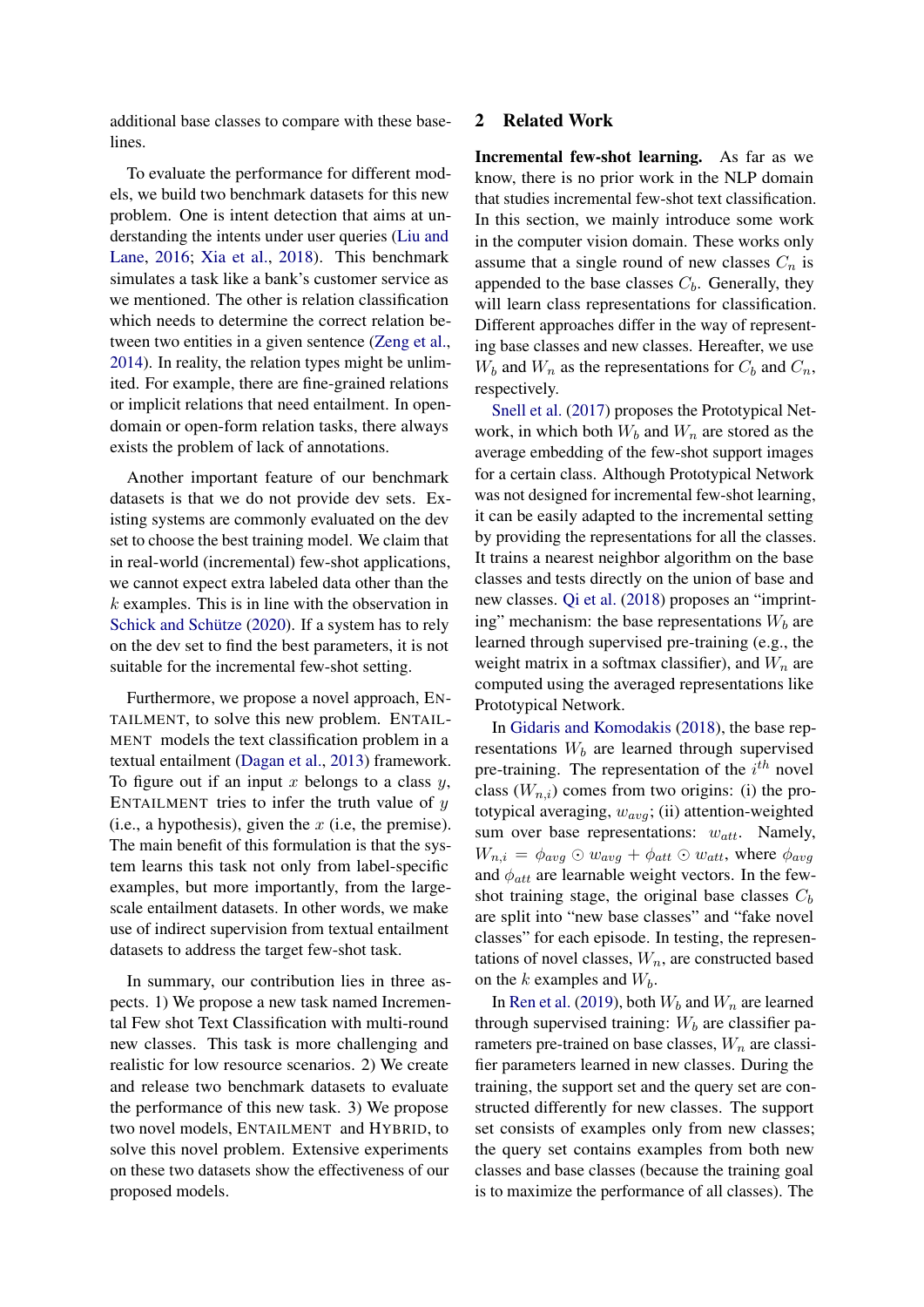additional base classes to compare with these baselines.

To evaluate the performance for different models, we build two benchmark datasets for this new problem. One is intent detection that aims at understanding the intents under user queries (Liu and Lane, 2016; Xia et al., 2018). This benchmark simulates a task like a bank's customer service as we mentioned. The other is relation classification which needs to determine the correct relation between two entities in a given sentence (Zeng et al., 2014). In reality, the relation types might be unlimited. For example, there are fine-grained relations or implicit relations that need entailment. In open-domain or open-form relation tasks, there always exists the problem of lack of annotations.

Another important feature of our benchmark datasets is that we do not provide dev sets. Existing systems are commonly evaluated on the dev set to choose the best training model. We claim that in real-world (incremental) few-shot applications, we cannot expect extra labeled data other than the $k$ examples. This is in line with the observation in Schick and Schütze (2020). If a system has to rely on the dev set to find the best parameters, it is not suitable for the incremental few-shot setting.

Furthermore, we propose a novel approach, ENTAILMENT, to solve this new problem. ENTAILMENT models the text classification problem in a textual entailment (Dagan et al., 2013) framework. To figure out if an input $x$ belongs to a class $y$, ENTAILMENT tries to infer the truth value of $y$ (i.e., a hypothesis), given the $x$ (i.e, the premise). The main benefit of this formulation is that the system learns this task not only from label-specific examples, but more importantly, from the large-scale entailment datasets. In other words, we make use of indirect supervision from textual entailment datasets to address the target few-shot task.

In summary, our contribution lies in three aspects. 1) We propose a new task named Incremental Few shot Text Classification with multi-round new classes. This task is more challenging and realistic for low resource scenarios. 2) We create and release two benchmark datasets to evaluate the performance of this new task. 3) We propose two novel models, ENTAILMENT and HYBRID, to solve this novel problem. Extensive experiments on these two datasets show the effectiveness of our proposed models.

## 2 Related Work

**Incremental few-shot learning.** As far as we know, there is no prior work in the NLP domain that studies incremental few-shot text classification. In this section, we mainly introduce some work in the computer vision domain. These works only assume that a single round of new classes $C_n$ is appended to the base classes $C_b$. Generally, they will learn class representations for classification. Different approaches differ in the way of representing base classes and new classes. Hereafter, we use $W_b$ and $W_n$ as the representations for $C_b$ and $C_n$, respectively.

Snell et al. (2017) proposes the Prototypical Network, in which both $W_b$ and $W_n$ are stored as the average embedding of the few-shot support images for a certain class. Although Prototypical Network was not designed for incremental few-shot learning, it can be easily adapted to the incremental setting by providing the representations for all the classes. It trains a nearest neighbor algorithm on the base classes and tests directly on the union of base and new classes. Qi et al. (2018) proposes an "imprinting" mechanism: the base representations $W_b$ are learned through supervised pre-training (e.g., the weight matrix in a softmax classifier), and $W_n$ are computed using the averaged representations like Prototypical Network.

In Gidaris and Komodakis (2018), the base representations $W_b$ are learned through supervised pre-training. The representation of the $i^{th}$ novel class ($W_{n,i}$) comes from two origins: (i) the prototypical averaging, $w_{avg}$; (ii) attention-weighted sum over base representations: $w_{att}$. Namely, $W_{n,i} = \phi_{avg} \odot w_{avg} + \phi_{att} \odot w_{att}$, where $\phi_{avg}$ and $\phi_{att}$ are learnable weight vectors. In the few-shot training stage, the original base classes $C_b$ are split into "new base classes" and "fake novel classes" for each episode. In testing, the representations of novel classes, $W_n$, are constructed based on the $k$ examples and $W_b$.

In Ren et al. (2019), both $W_b$ and $W_n$ are learned through supervised training: $W_b$ are classifier parameters pre-trained on base classes, $W_n$ are classifier parameters learned in new classes. During the training, the support set and the query set are constructed differently for new classes. The support set consists of examples only from new classes; the query set contains examples from both new classes and base classes (because the training goal is to maximize the performance of all classes). The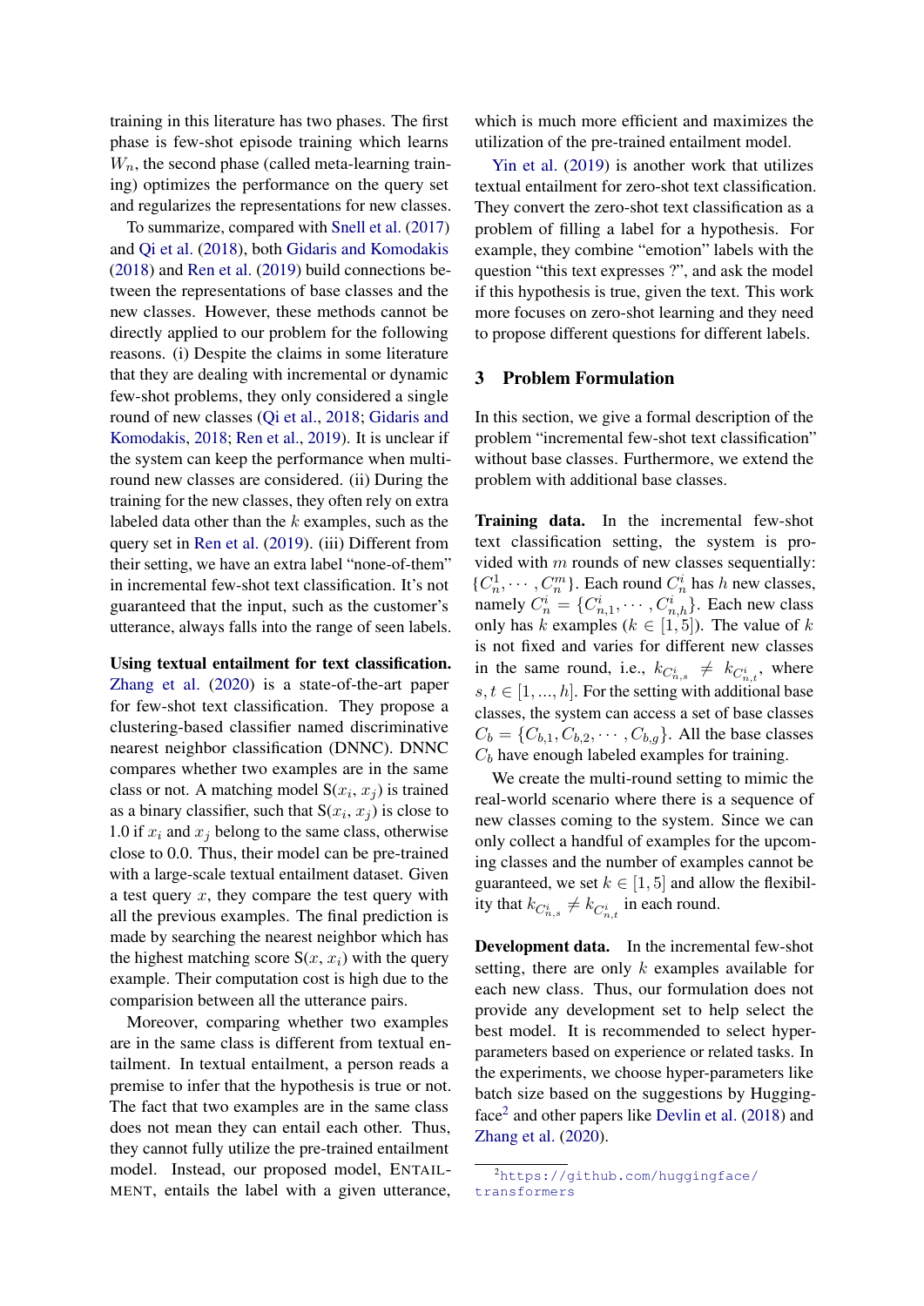training in this literature has two phases. The first phase is few-shot episode training which learns $W_n$, the second phase (called meta-learning training) optimizes the performance on the query set and regularizes the representations for new classes.

To summarize, compared with Snell et al. (2017) and Qi et al. (2018), both Gidaris and Komodakis (2018) and Ren et al. (2019) build connections between the representations of base classes and the new classes. However, these methods cannot be directly applied to our problem for the following reasons. (i) Despite the claims in some literature that they are dealing with incremental or dynamic few-shot problems, they only considered a single round of new classes (Qi et al., 2018; Gidaris and Komodakis, 2018; Ren et al., 2019). It is unclear if the system can keep the performance when multi-round new classes are considered. (ii) During the training for the new classes, they often rely on extra labeled data other than the $k$ examples, such as the query set in Ren et al. (2019). (iii) Different from their setting, we have an extra label "none-of-them" in incremental few-shot text classification. It's not guaranteed that the input, such as the customer's utterance, always falls into the range of seen labels.

**Using textual entailment for text classification.** Zhang et al. (2020) is a state-of-the-art paper for few-shot text classification. They propose a clustering-based classifier named discriminative nearest neighbor classification (DNNC). DNNC compares whether two examples are in the same class or not. A matching model $S(x_i, x_j)$ is trained as a binary classifier, such that $S(x_i, x_j)$ is close to 1.0 if $x_i$ and $x_j$ belong to the same class, otherwise close to 0.0. Thus, their model can be pre-trained with a large-scale textual entailment dataset. Given a test query $x$, they compare the test query with all the previous examples. The final prediction is made by searching the nearest neighbor which has the highest matching score $S(x, x_i)$ with the query example. Their computation cost is high due to the comparision between all the utterance pairs.

Moreover, comparing whether two examples are in the same class is different from textual entailment. In textual entailment, a person reads a premise to infer that the hypothesis is true or not. The fact that two examples are in the same class does not mean they can entail each other. Thus, they cannot fully utilize the pre-trained entailment model. Instead, our proposed model, ENTAILMENT, entails the label with a given utterance, which is much more efficient and maximizes the utilization of the pre-trained entailment model.

Yin et al. (2019) is another work that utilizes textual entailment for zero-shot text classification. They convert the zero-shot text classification as a problem of filling a label for a hypothesis. For example, they combine "emotion" labels with the question "this text expresses ?", and ask the model if this hypothesis is true, given the text. This work more focuses on zero-shot learning and they need to propose different questions for different labels.

## 3 Problem Formulation

In this section, we give a formal description of the problem "incremental few-shot text classification" without base classes. Furthermore, we extend the problem with additional base classes.

**Training data.** In the incremental few-shot text classification setting, the system is provided with $m$ rounds of new classes sequentially: $\{C_n^1, \cdots, C_n^m\}$. Each round $C_n^i$ has $h$ new classes, namely $C_n^i = \{C_{n,1}^i, \cdots, C_{n,h}^i\}$. Each new class only has $k$ examples ($k \in [1, 5]$). The value of $k$ is not fixed and varies for different new classes in the same round, i.e., $k_{C_{n,s}^i} \neq k_{C_{n,t}^i}$, where $s, t \in [1, ..., h]$. For the setting with additional base classes, the system can access a set of base classes $C_b = \{C_{b,1}, C_{b,2}, \cdots, C_{b,g}\}$. All the base classes $C_b$ have enough labeled examples for training.

We create the multi-round setting to mimic the real-world scenario where there is a sequence of new classes coming to the system. Since we can only collect a handful of examples for the upcoming classes and the number of examples cannot be guaranteed, we set $k \in [1, 5]$ and allow the flexibility that $k_{C_{n,s}^i} \neq k_{C_{n,t}^i}$ in each round.

**Development data.** In the incremental few-shot setting, there are only $k$ examples available for each new class. Thus, our formulation does not provide any development set to help select the best model. It is recommended to select hyper-parameters based on experience or related tasks. In the experiments, we choose hyper-parameters like batch size based on the suggestions by Huggingface[2] and other papers like Devlin et al. (2018) and Zhang et al. (2020).

[2] https://github.com/huggingface/transformers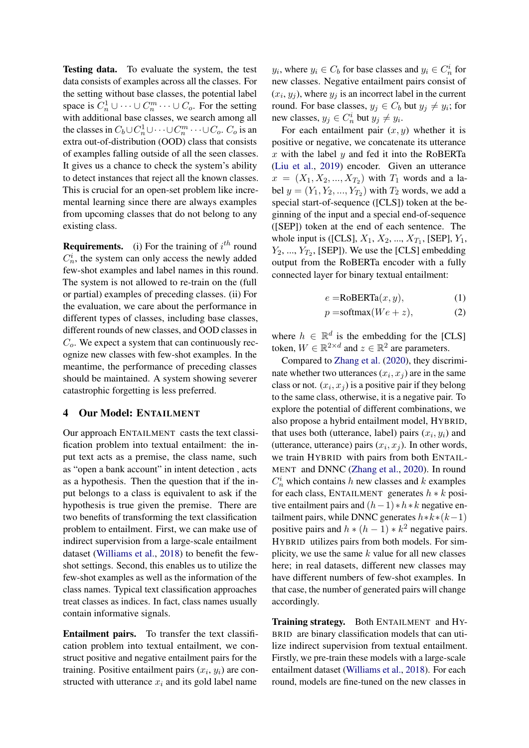**Testing data.** To evaluate the system, the test data consists of examples across all the classes. For the setting without base classes, the potential label space is $C_n^1 \cup \cdots \cup C_n^m \cdots \cup C_o$. For the setting with additional base classes, we search among all the classes in $C_b \cup C_n^1 \cup \cdots \cup C_n^m \cdots \cup C_o$. $C_o$ is an extra out-of-distribution (OOD) class that consists of examples falling outside of all the seen classes. It gives us a chance to check the system's ability to detect instances that reject all the known classes. This is crucial for an open-set problem like incremental learning since there are always examples from upcoming classes that do not belong to any existing class.

**Requirements.** (i) For the training of $i^{th}$ round $C_n^i$, the system can only access the newly added few-shot examples and label names in this round. The system is not allowed to re-train on the (full or partial) examples of preceding classes. (ii) For the evaluation, we care about the performance in different types of classes, including base classes, different rounds of new classes, and OOD classes in $C_o$. We expect a system that can continuously recognize new classes with few-shot examples. In the meantime, the performance of preceding classes should be maintained. A system showing severer catastrophic forgetting is less preferred.

## 4 Our Model: ENTAILMENT

Our approach ENTAILMENT casts the text classification problem into textual entailment: the input text acts as a premise, the class name, such as "open a bank account" in intent detection , acts as a hypothesis. Then the question that if the input belongs to a class is equivalent to ask if the hypothesis is true given the premise. There are two benefits of transforming the text classification problem to entailment. First, we can make use of indirect supervision from a large-scale entailment dataset (Williams et al., 2018) to benefit the few-shot settings. Second, this enables us to utilize the few-shot examples as well as the information of the class names. Typical text classification approaches treat classes as indices. In fact, class names usually contain informative signals.

**Entailment pairs.** To transfer the text classification problem into textual entailment, we construct positive and negative entailment pairs for the training. Positive entailment pairs $(x_i, y_i)$ are constructed with utterance $x_i$ and its gold label name $y_i$, where $y_i \in C_b$ for base classes and $y_i \in C_n^i$ for new classes. Negative entailment pairs consist of $(x_i, y_j)$, where $y_j$ is an incorrect label in the current round. For base classes, $y_j \in C_b$ but $y_j \neq y_i$; for new classes, $y_j \in C_n^i$ but $y_j \neq y_i$.

For each entailment pair $(x, y)$ whether it is positive or negative, we concatenate its utterance $x$ with the label $y$ and fed it into the RoBERTa (Liu et al., 2019) encoder. Given an utterance $x = (X_1, X_2, ..., X_{T_2})$ with $T_1$ words and a label $y = (Y_1, Y_2, ..., Y_{T_2})$ with $T_2$ words, we add a special start-of-sequence ([CLS]) token at the beginning of the input and a special end-of-sequence ([SEP]) token at the end of each sentence. The whole input is ([CLS], $X_1$, $X_2$, ..., $X_{T_1}$, [SEP], $Y_1$, $Y_2$, ..., $Y_{T_2}$, [SEP]). We use the [CLS] embedding output from the RoBERTa encoder with a fully connected layer for binary textual entailment:

$$e = \text{RoBERTa}(x, y), \tag{1}$$

$$p = \text{softmax}(We + z), \tag{2}$$

where $h \in \mathbb{R}^d$ is the embedding for the [CLS] token, $W \in \mathbb{R}^{2 \times d}$ and $z \in \mathbb{R}^2$ are parameters.

Compared to Zhang et al. (2020), they discriminate whether two utterances $(x_i, x_j)$ are in the same class or not. $(x_i, x_j)$ is a positive pair if they belong to the same class, otherwise, it is a negative pair. To explore the potential of different combinations, we also propose a hybrid entailment model, HYBRID, that uses both (utterance, label) pairs $(x_i, y_i)$ and (utterance, utterance) pairs $(x_i, x_j)$. In other words, we train HYBRID with pairs from both ENTAILMENT and DNNC (Zhang et al., 2020). In round $C_n^i$ which contains $h$ new classes and $k$ examples for each class, ENTAILMENT generates $h * k$ positive entailment pairs and $(h-1) * h * k$ negative entailment pairs, while DNNC generates $h * k * (k-1)$ positive pairs and $h * (h-1) * k^2$ negative pairs. HYBRID utilizes pairs from both models. For simplicity, we use the same $k$ value for all new classes here; in real datasets, different new classes may have different numbers of few-shot examples. In that case, the number of generated pairs will change accordingly.

**Training strategy.** Both ENTAILMENT and HYBRID are binary classification models that can utilize indirect supervision from textual entailment. Firstly, we pre-train these models with a large-scale entailment dataset (Williams et al., 2018). For each round, models are fine-tuned on the new classes in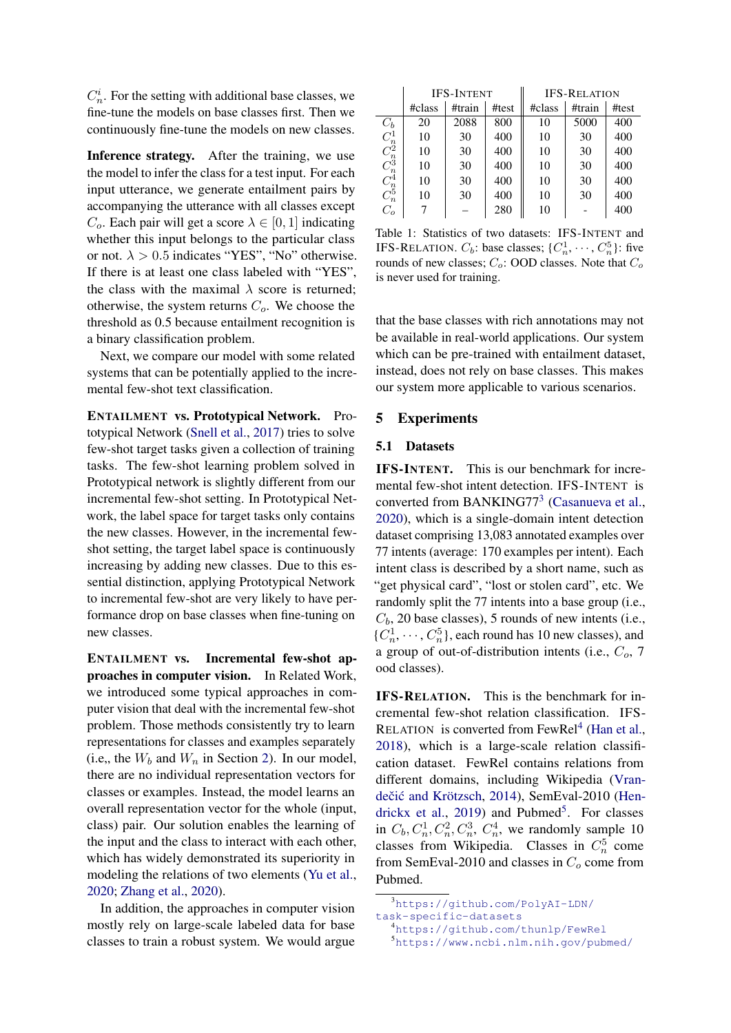$C_n^i$. For the setting with additional base classes, we fine-tune the models on base classes first. Then we continuously fine-tune the models on new classes.

**Inference strategy.** After the training, we use the model to infer the class for a test input. For each input utterance, we generate entailment pairs by accompanying the utterance with all classes except $C_o$. Each pair will get a score $\lambda \in [0, 1]$ indicating whether this input belongs to the particular class or not. $\lambda > 0.5$ indicates "YES", "No" otherwise. If there is at least one class labeled with "YES", the class with the maximal $\lambda$ score is returned; otherwise, the system returns $C_o$. We choose the threshold as 0.5 because entailment recognition is a binary classification problem.

Next, we compare our model with some related systems that can be potentially applied to the incremental few-shot text classification.

**ENTAILMENT vs. Prototypical Network.** Prototypical Network (Snell et al., 2017) tries to solve few-shot target tasks given a collection of training tasks. The few-shot learning problem solved in Prototypical network is slightly different from our incremental few-shot setting. In Prototypical Network, the label space for target tasks only contains the new classes. However, in the incremental few-shot setting, the target label space is continuously increasing by adding new classes. Due to this essential distinction, applying Prototypical Network to incremental few-shot are very likely to have performance drop on base classes when fine-tuning on new classes.

**ENTAILMENT vs. Incremental few-shot approaches in computer vision.** In Related Work, we introduced some typical approaches in computer vision that deal with the incremental few-shot problem. Those methods consistently try to learn representations for classes and examples separately (i.e,, the $W_b$ and $W_n$ in Section 2). In our model, there are no individual representation vectors for classes or examples. Instead, the model learns an overall representation vector for the whole (input, class) pair. Our solution enables the learning of the input and the class to interact with each other, which has widely demonstrated its superiority in modeling the relations of two elements (Yu et al., 2020; Zhang et al., 2020).

In addition, the approaches in computer vision mostly rely on large-scale labeled data for base classes to train a robust system. We would argue that the base classes with rich annotations may not be available in real-world applications. Our system which can be pre-trained with entailment dataset, instead, does not rely on base classes. This makes our system more applicable to various scenarios.

| | IFS-INTENT | | | IFS-RELATION | | |
|---|---|---|---|---|---|---|
| | #class | #train | #test | #class | #train | #test |
| $C_b$ | 20 | 2088 | 800 | 10 | 5000 | 400 |
| $C_n^1$ | 10 | 30 | 400 | 10 | 30 | 400 |
| $C_n^2$ | 10 | 30 | 400 | 10 | 30 | 400 |
| $C_n^3$ | 10 | 30 | 400 | 10 | 30 | 400 |
| $C_n^4$ | 10 | 30 | 400 | 10 | 30 | 400 |
| $C_n^5$ | 10 | 30 | 400 | 10 | 30 | 400 |
| $C_o$ | 7 | – | 280 | 10 | - | 400 |

Table 1: Statistics of two datasets: IFS-INTENT and IFS-RELATION. $C_b$: base classes; $\{C_n^1, \cdots, C_n^5\}$: five rounds of new classes; $C_o$: OOD classes. Note that $C_o$ is never used for training.

## 5 Experiments

### 5.1 Datasets

**IFS-INTENT.** This is our benchmark for incremental few-shot intent detection. IFS-INTENT is converted from BANKING77[3] (Casanueva et al., 2020), which is a single-domain intent detection dataset comprising 13,083 annotated examples over 77 intents (average: 170 examples per intent). Each intent class is described by a short name, such as "get physical card", "lost or stolen card", etc. We randomly split the 77 intents into a base group (i.e., $C_b$, 20 base classes), 5 rounds of new intents (i.e., $\{C_n^1, \cdots, C_n^5\}$, each round has 10 new classes), and a group of out-of-distribution intents (i.e., $C_o$, 7 ood classes).

**IFS-RELATION.** This is the benchmark for incremental few-shot relation classification. IFS-RELATION is converted from FewRel[4] (Han et al., 2018), which is a large-scale relation classification dataset. FewRel contains relations from different domains, including Wikipedia (Vrandečić and Krötzsch, 2014), SemEval-2010 (Hendrickx et al., 2019) and Pubmed[5]. For classes in $C_b, C_n^1, C_n^2, C_n^3, C_n^4$, we randomly sample 10 classes from Wikipedia. Classes in $C_n^5$ come from SemEval-2010 and classes in $C_o$ come from Pubmed.

[3] https://github.com/PolyAI-LDN/task-specific-datasets

[4] https://github.com/thunlp/FewRel

[5] https://www.ncbi.nlm.nih.gov/pubmed/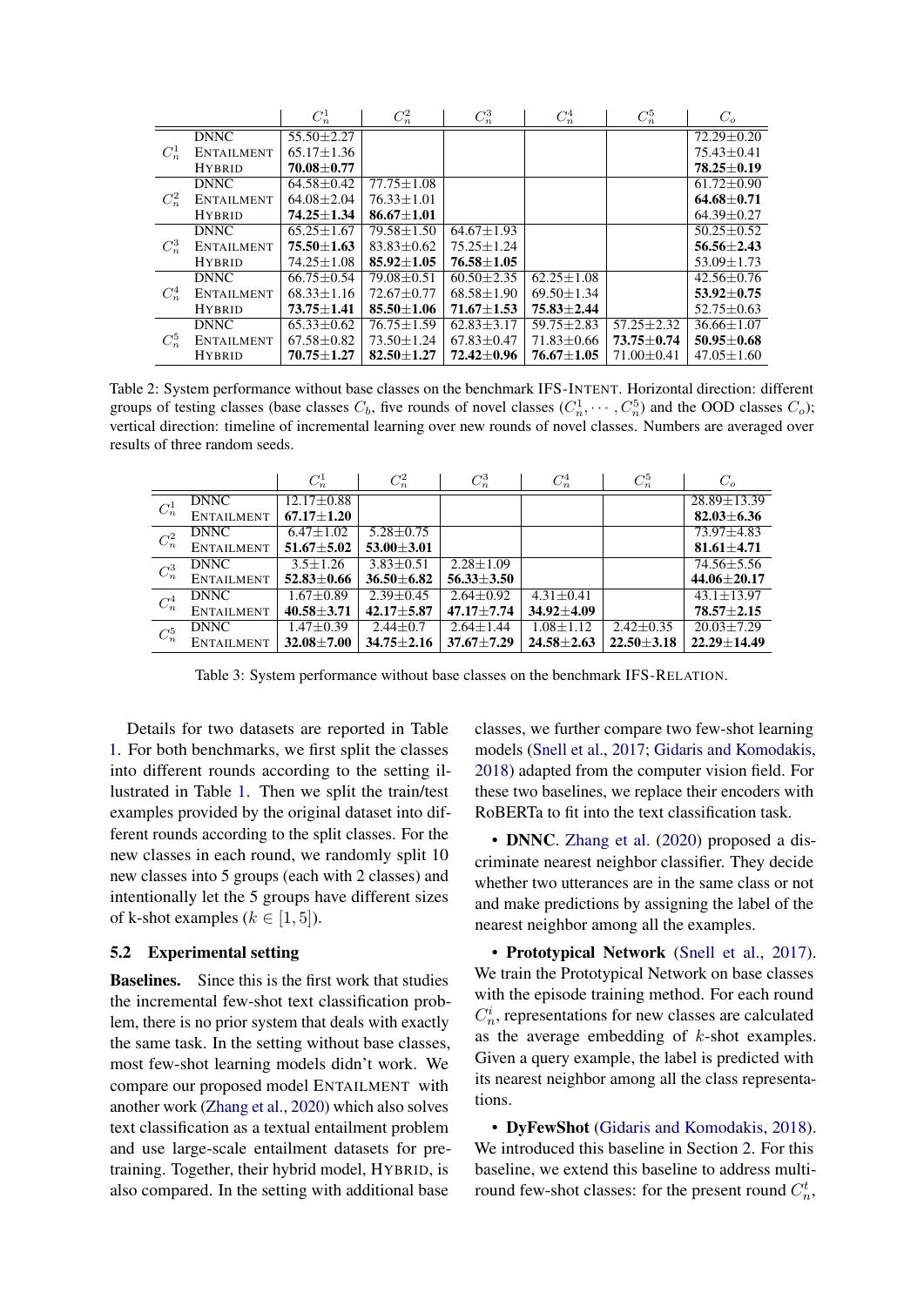| | | $C_n^1$ | $C_n^2$ | $C_n^3$ | $C_n^4$ | $C_n^5$ | $C_o$ |
|---|---|---|---|---|---|---|---|
| $C_n^1$ | DNNC | 55.50±2.27 | | | | | 72.29±0.20 |
| | ENTAILMENT | 65.17±1.36 | | | | | 75.43±0.41 |
| | HYBRID | **70.08±0.77** | | | | | **78.25±0.19** |
| $C_n^2$ | DNNC | 64.58±0.42 | 77.75±1.08 | | | | 61.72±0.90 |
| | ENTAILMENT | 64.08±2.04 | 76.33±1.01 | | | | **64.68±0.71** |
| | HYBRID | **74.25±1.34** | **86.67±1.01** | | | | 64.39±0.27 |
| $C_n^3$ | DNNC | 65.25±1.67 | 79.58±1.50 | 64.67±1.93 | | | 50.25±0.52 |
| | ENTAILMENT | **75.50±1.63** | 83.83±0.62 | 75.25±1.24 | | | **56.56±2.43** |
| | HYBRID | 74.25±1.08 | **85.92±1.05** | **76.58±1.05** | | | 53.09±1.73 |
| $C_n^4$ | DNNC | 66.75±0.54 | 79.08±0.51 | 60.50±2.35 | 62.25±1.08 | | 42.56±0.76 |
| | ENTAILMENT | 68.33±1.16 | 72.67±0.77 | 68.58±1.90 | 69.50±1.34 | | **53.92±0.75** |
| | HYBRID | **73.75±1.41** | **85.50±1.06** | **71.67±1.53** | **75.83±2.44** | | 52.75±0.63 |
| $C_n^5$ | DNNC | 65.33±0.62 | 76.75±1.59 | 62.83±3.17 | 59.75±2.83 | 57.25±2.32 | 36.66±1.07 |
| | ENTAILMENT | 67.58±0.82 | 73.50±1.24 | 67.83±0.47 | 71.83±0.66 | **73.75±0.74** | **50.95±0.68** |
| | HYBRID | **70.75±1.27** | **82.50±1.27** | **72.42±0.96** | **76.67±1.05** | 71.00±0.41 | 47.05±1.60 |

Table 2: System performance without base classes on the benchmark IFS-INTENT. Horizontal direction: different groups of testing classes (base classes $C_b$, five rounds of novel classes ($C_n^1, \cdots, C_n^5$) and the OOD classes $C_o$); vertical direction: timeline of incremental learning over new rounds of novel classes. Numbers are averaged over results of three random seeds.

| | | $C_n^1$ | $C_n^2$ | $C_n^3$ | $C_n^4$ | $C_n^5$ | $C_o$ |
|---|---|---|---|---|---|---|---|
| $C_n^1$ | DNNC | 12.17±0.88 | | | | | 28.89±13.39 |
| | ENTAILMENT | **67.17±1.20** | | | | | **82.03±6.36** |
| $C_n^2$ | DNNC | 6.47±1.02 | 5.28±0.75 | | | | 73.97±4.83 |
| | ENTAILMENT | **51.67±5.02** | **53.00±3.01** | | | | **81.61±4.71** |
| $C_n^3$ | DNNC | 3.5±1.26 | 3.83±0.51 | 2.28±1.09 | | | 74.56±5.56 |
| | ENTAILMENT | **52.83±0.66** | **36.50±6.82** | **56.33±3.50** | | | **44.06±20.17** |
| $C_n^4$ | DNNC | 1.67±0.89 | 2.39±0.45 | 2.64±0.92 | 4.31±0.41 | | 43.1±13.97 |
| | ENTAILMENT | **40.58±3.71** | **42.17±5.87** | **47.17±7.74** | **34.92±4.09** | | **78.57±2.15** |
| $C_n^5$ | DNNC | 1.47±0.39 | 2.44±0.7 | 2.64±1.44 | 1.08±1.12 | 2.42±0.35 | 20.03±7.29 |
| | ENTAILMENT | **32.08±7.00** | **34.75±2.16** | **37.67±7.29** | **24.58±2.63** | **22.50±3.18** | **22.29±14.49** |

Table 3: System performance without base classes on the benchmark IFS-RELATION.

Details for two datasets are reported in Table 1. For both benchmarks, we first split the classes into different rounds according to the setting illustrated in Table 1. Then we split the train/test examples provided by the original dataset into different rounds according to the split classes. For the new classes in each round, we randomly split 10 new classes into 5 groups (each with 2 classes) and intentionally let the 5 groups have different sizes of k-shot examples ($k \in [1, 5]$).

### 5.2 Experimental setting

**Baselines.** Since this is the first work that studies the incremental few-shot text classification problem, there is no prior system that deals with exactly the same task. In the setting without base classes, most few-shot learning models didn't work. We compare our proposed model ENTAILMENT with another work (Zhang et al., 2020) which also solves text classification as a textual entailment problem and use large-scale entailment datasets for pretraining. Together, their hybrid model, HYBRID, is also compared. In the setting with additional base classes, we further compare two few-shot learning models (Snell et al., 2017; Gidaris and Komodakis, 2018) adapted from the computer vision field. For these two baselines, we replace their encoders with RoBERTa to fit into the text classification task.

- **DNNC**. Zhang et al. (2020) proposed a discriminate nearest neighbor classifier. They decide whether two utterances are in the same class or not and make predictions by assigning the label of the nearest neighbor among all the examples.

- **Prototypical Network** (Snell et al., 2017). We train the Prototypical Network on base classes with the episode training method. For each round $C_n^i$, representations for new classes are calculated as the average embedding of $k$-shot examples. Given a query example, the label is predicted with its nearest neighbor among all the class representations.

- **DyFewShot** (Gidaris and Komodakis, 2018). We introduced this baseline in Section 2. For this baseline, we extend this baseline to address multi-round few-shot classes: for the present round $C_n^t$,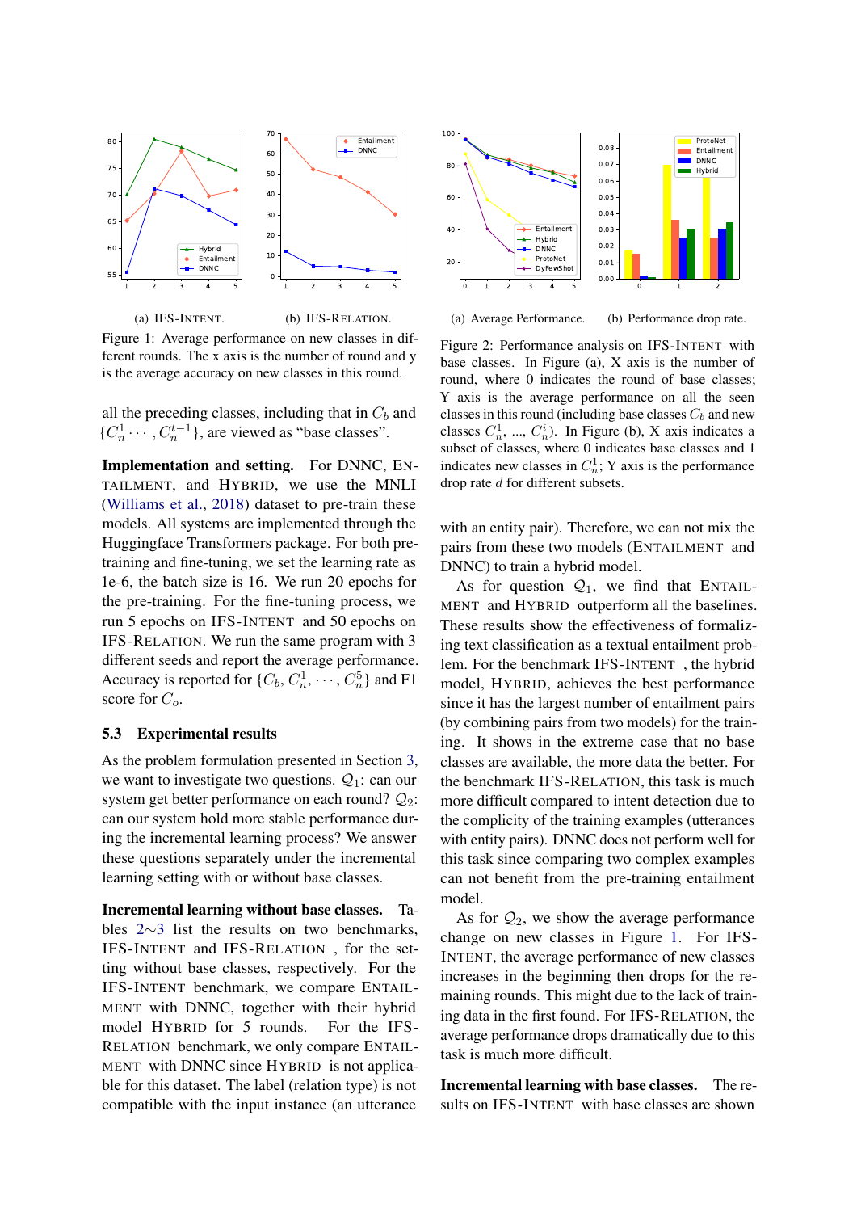(a) IFS-INTENT. (b) IFS-RELATION.

Figure 1: Average performance on new classes in different rounds. The x axis is the number of round and y is the average accuracy on new classes in this round.

all the preceding classes, including that in $C_b$ and $\{C_n^1 \cdots, C_n^{t-1}\}$, are viewed as "base classes".

**Implementation and setting.** For DNNC, ENTAILMENT, and HYBRID, we use the MNLI (Williams et al., 2018) dataset to pre-train these models. All systems are implemented through the Huggingface Transformers package. For both pre-training and fine-tuning, we set the learning rate as 1e-6, the batch size is 16. We run 20 epochs for the pre-training. For the fine-tuning process, we run 5 epochs on IFS-INTENT and 50 epochs on IFS-RELATION. We run the same program with 3 different seeds and report the average performance. Accuracy is reported for $\{C_b, C_n^1, \cdots, C_n^5\}$ and F1 score for $C_o$.

### 5.3 Experimental results

As the problem formulation presented in Section 3, we want to investigate two questions. $\mathcal{Q}_1$: can our system get better performance on each round? $\mathcal{Q}_2$: can our system hold more stable performance during the incremental learning process? We answer these questions separately under the incremental learning setting with or without base classes.

**Incremental learning without base classes.** Tables 2∼3 list the results on two benchmarks, IFS-INTENT and IFS-RELATION , for the setting without base classes, respectively. For the IFS-INTENT benchmark, we compare ENTAILMENT with DNNC, together with their hybrid model HYBRID for 5 rounds. For the IFS-RELATION benchmark, we only compare ENTAILMENT with DNNC since HYBRID is not applicable for this dataset. The label (relation type) is not compatible with the input instance (an utterance with an entity pair). Therefore, we can not mix the pairs from these two models (ENTAILMENT and DNNC) to train a hybrid model.

(a) Average Performance. (b) Performance drop rate.

Figure 2: Performance analysis on IFS-INTENT with base classes. In Figure (a), X axis is the number of round, where 0 indicates the round of base classes; Y axis is the average performance on all the seen classes in this round (including base classes $C_b$ and new classes $C_n^1$, ..., $C_n^i$). In Figure (b), X axis indicates a subset of classes, where 0 indicates base classes and 1 indicates new classes in $C_n^1$; Y axis is the performance drop rate $d$ for different subsets.

As for question $\mathcal{Q}_1$, we find that ENTAILMENT and HYBRID outperform all the baselines. These results show the effectiveness of formalizing text classification as a textual entailment problem. For the benchmark IFS-INTENT , the hybrid model, HYBRID, achieves the best performance since it has the largest number of entailment pairs (by combining pairs from two models) for the training. It shows in the extreme case that no base classes are available, the more data the better. For the benchmark IFS-RELATION, this task is much more difficult compared to intent detection due to the complicity of the training examples (utterances with entity pairs). DNNC does not perform well for this task since comparing two complex examples can not benefit from the pre-training entailment model.

As for $\mathcal{Q}_2$, we show the average performance change on new classes in Figure 1. For IFS-INTENT, the average performance of new classes increases in the beginning then drops for the remaining rounds. This might due to the lack of training data in the first found. For IFS-RELATION, the average performance drops dramatically due to this task is much more difficult.

**Incremental learning with base classes.** The results on IFS-INTENT with base classes are shown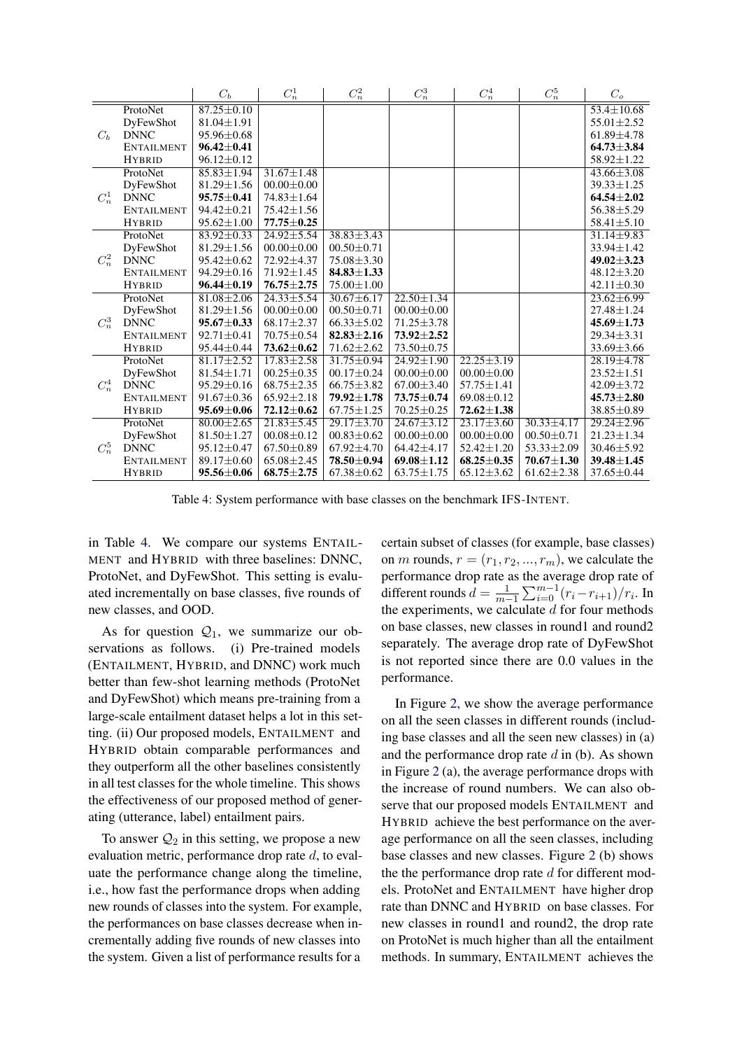| | | $C_b$ | $C_n^1$ | $C_n^2$ | $C_n^3$ | $C_n^4$ | $C_n^5$ | $C_o$ |
|---|---|---|---|---|---|---|---|---|
| $C_b$ | ProtoNet | 87.25±0.10 | | | | | | 53.4±10.68 |
| | DyFewShot | 81.04±1.91 | | | | | | 55.01±2.52 |
| | DNNC | 95.96±0.68 | | | | | | 61.89±4.78 |
| | ENTAILMENT | **96.42±0.41** | | | | | | **64.73±3.84** |
| | HYBRID | 96.12±0.12 | | | | | | 58.92±1.22 |
| $C_n^1$ | ProtoNet | 85.83±1.94 | 31.67±1.48 | | | | | 43.66±3.08 |
| | DyFewShot | 81.29±1.56 | 00.00±0.00 | | | | | 39.33±1.25 |
| | DNNC | **95.75±0.41** | 74.83±1.64 | | | | | **64.54±2.02** |
| | ENTAILMENT | 94.42±0.21 | 75.42±1.56 | | | | | 56.38±5.29 |
| | HYBRID | 95.62±1.00 | **77.75±0.25** | | | | | 58.41±5.10 |
| $C_n^2$ | ProtoNet | 83.92±0.33 | 24.92±5.54 | 38.83±3.43 | | | | 31.14±9.83 |
| | DyFewShot | 81.29±1.56 | 00.00±0.00 | 00.50±0.71 | | | | 33.94±1.42 |
| | DNNC | 95.42±0.62 | 72.92±4.37 | 75.08±3.30 | | | | **49.02±3.23** |
| | ENTAILMENT | 94.29±0.16 | 71.92±1.45 | **84.83±1.33** | | | | 48.12±3.20 |
| | HYBRID | **96.44±0.19** | **76.75±2.75** | 75.00±1.00 | | | | 42.11±0.30 |
| $C_n^3$ | ProtoNet | 81.08±2.06 | 24.33±5.54 | 30.67±6.17 | 22.50±1.34 | | | 23.62±6.99 |
| | DyFewShot | 81.29±1.56 | 00.00±0.00 | 00.50±0.71 | 00.00±0.00 | | | 27.48±1.24 |
| | DNNC | **95.67±0.33** | 68.17±2.37 | 66.33±5.02 | 71.25±3.78 | | | **45.69±1.73** |
| | ENTAILMENT | 92.71±0.41 | 70.75±0.54 | **82.83±2.16** | **73.92±2.52** | | | 29.34±3.31 |
| | HYBRID | 95.44±0.44 | **73.62±0.62** | 71.62±2.62 | 73.50±0.75 | | | 33.69±3.66 |
| $C_n^4$ | ProtoNet | 81.17±2.52 | 17.83±2.58 | 31.75±0.94 | 24.92±1.90 | 22.25±3.19 | | 28.19±4.78 |
| | DyFewShot | 81.54±1.71 | 00.25±0.35 | 00.17±0.24 | 00.00±0.00 | 00.00±0.00 | | 23.52±1.51 |
| | DNNC | 95.29±0.16 | 68.75±2.35 | 66.75±3.82 | 67.00±3.40 | 57.75±1.41 | | 42.09±3.72 |
| | ENTAILMENT | 91.67±0.36 | 65.92±2.18 | **79.92±1.78** | **73.75±0.74** | 69.08±0.12 | | **45.73±2.80** |
| | HYBRID | **95.69±0.06** | **72.12±0.62** | 67.75±1.25 | 70.25±0.25 | **72.62±1.38** | | 38.85±0.89 |
| $C_n^5$ | ProtoNet | 80.00±2.65 | 21.83±5.45 | 29.17±3.70 | 24.67±3.12 | 23.17±3.60 | 30.33±4.17 | 29.24±2.96 |
| | DyFewShot | 81.50±1.27 | 00.08±0.12 | 00.83±0.62 | 00.00±0.00 | 00.00±0.00 | 00.50±0.71 | 21.23±1.34 |
| | DNNC | 95.12±0.47 | 67.50±0.89 | 67.92±4.70 | 64.42±4.17 | 52.42±1.20 | 53.33±2.09 | 30.46±5.92 |
| | ENTAILMENT | 89.17±0.60 | 65.08±2.45 | **78.50±0.94** | **69.08±1.12** | **68.25±0.35** | **70.67±1.30** | **39.48±1.45** |
| | HYBRID | **95.56±0.06** | **68.75±2.75** | 67.38±0.62 | 63.75±1.75 | 65.12±3.62 | 61.62±2.38 | 37.65±0.44 |

Table 4: System performance with base classes on the benchmark IFS-INTENT.

in Table 4. We compare our systems ENTAILMENT and HYBRID with three baselines: DNNC, ProtoNet, and DyFewShot. This setting is evaluated incrementally on base classes, five rounds of new classes, and OOD.

As for question $\mathcal{Q}_1$, we summarize our observations as follows. (i) Pre-trained models (ENTAILMENT, HYBRID, and DNNC) work much better than few-shot learning methods (ProtoNet and DyFewShot) which means pre-training from a large-scale entailment dataset helps a lot in this setting. (ii) Our proposed models, ENTAILMENT and HYBRID obtain comparable performances and they outperform all the other baselines consistently in all test classes for the whole timeline. This shows the effectiveness of our proposed method of generating (utterance, label) entailment pairs.

To answer $\mathcal{Q}_2$ in this setting, we propose a new evaluation metric, performance drop rate $d$, to evaluate the performance change along the timeline, i.e., how fast the performance drops when adding new rounds of classes into the system. For example, the performances on base classes decrease when incrementally adding five rounds of new classes into the system. Given a list of performance results for a certain subset of classes (for example, base classes) on $m$ rounds, $r = (r_1, r_2, ..., r_m)$, we calculate the performance drop rate as the average drop rate of different rounds $d = \frac{1}{m-1}\sum_{i=0}^{m-1}(r_i - r_{i+1})/r_i$. In the experiments, we calculate $d$ for four methods on base classes, new classes in round1 and round2 separately. The average drop rate of DyFewShot is not reported since there are 0.0 values in the performance.

In Figure 2, we show the average performance on all the seen classes in different rounds (including base classes and all the seen new classes) in (a) and the performance drop rate $d$ in (b). As shown in Figure 2 (a), the average performance drops with the increase of round numbers. We can also observe that our proposed models ENTAILMENT and HYBRID achieve the best performance on the average performance on all the seen classes, including base classes and new classes. Figure 2 (b) shows the the performance drop rate $d$ for different models. ProtoNet and ENTAILMENT have higher drop rate than DNNC and HYBRID on base classes. For new classes in round1 and round2, the drop rate on ProtoNet is much higher than all the entailment methods. In summary, ENTAILMENT achieves the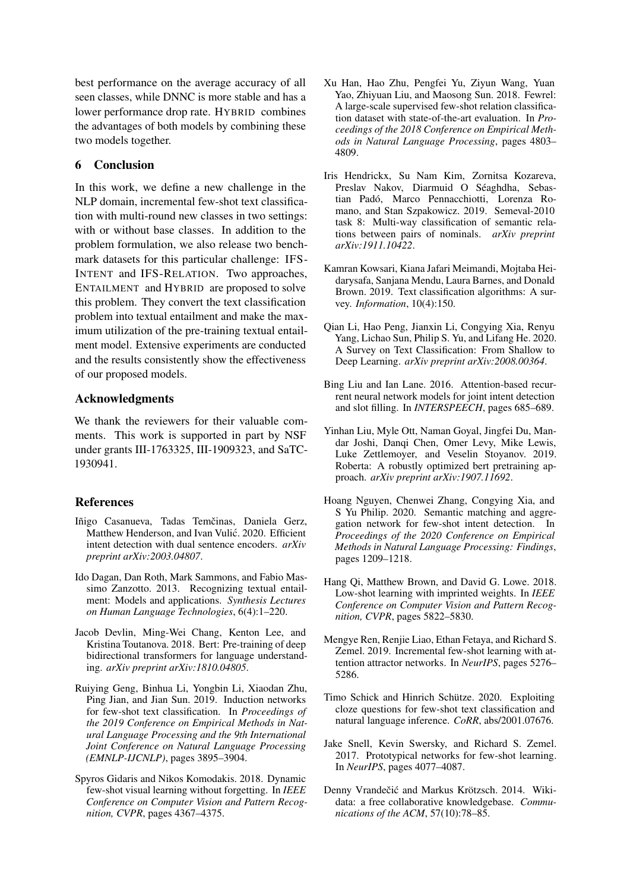best performance on the average accuracy of all seen classes, while DNNC is more stable and has a lower performance drop rate. HYBRID combines the advantages of both models by combining these two models together.

## 6 Conclusion

In this work, we define a new challenge in the NLP domain, incremental few-shot text classification with multi-round new classes in two settings: with or without base classes. In addition to the problem formulation, we also release two benchmark datasets for this particular challenge: IFS-INTENT and IFS-RELATION. Two approaches, ENTAILMENT and HYBRID are proposed to solve this problem. They convert the text classification problem into textual entailment and make the maximum utilization of the pre-training textual entailment model. Extensive experiments are conducted and the results consistently show the effectiveness of our proposed models.

## Acknowledgments

We thank the reviewers for their valuable comments. This work is supported in part by NSF under grants III-1763325, III-1909323, and SaTC-1930941.

## References

Iñigo Casanueva, Tadas Temčinas, Daniela Gerz, Matthew Henderson, and Ivan Vulić. 2020. Efficient intent detection with dual sentence encoders. *arXiv preprint arXiv:2003.04807*.

Ido Dagan, Dan Roth, Mark Sammons, and Fabio Massimo Zanzotto. 2013. Recognizing textual entailment: Models and applications. *Synthesis Lectures on Human Language Technologies*, 6(4):1–220.

Jacob Devlin, Ming-Wei Chang, Kenton Lee, and Kristina Toutanova. 2018. Bert: Pre-training of deep bidirectional transformers for language understanding. *arXiv preprint arXiv:1810.04805*.

Ruiying Geng, Binhua Li, Yongbin Li, Xiaodan Zhu, Ping Jian, and Jian Sun. 2019. Induction networks for few-shot text classification. In *Proceedings of the 2019 Conference on Empirical Methods in Natural Language Processing and the 9th International Joint Conference on Natural Language Processing (EMNLP-IJCNLP)*, pages 3895–3904.

Spyros Gidaris and Nikos Komodakis. 2018. Dynamic few-shot visual learning without forgetting. In *IEEE Conference on Computer Vision and Pattern Recognition, CVPR*, pages 4367–4375.

Xu Han, Hao Zhu, Pengfei Yu, Ziyun Wang, Yuan Yao, Zhiyuan Liu, and Maosong Sun. 2018. Fewrel: A large-scale supervised few-shot relation classification dataset with state-of-the-art evaluation. In *Proceedings of the 2018 Conference on Empirical Methods in Natural Language Processing*, pages 4803–4809.

Iris Hendrickx, Su Nam Kim, Zornitsa Kozareva, Preslav Nakov, Diarmuid O Séaghdha, Sebastian Padó, Marco Pennacchiotti, Lorenza Romano, and Stan Szpakowicz. 2019. Semeval-2010 task 8: Multi-way classification of semantic relations between pairs of nominals. *arXiv preprint arXiv:1911.10422*.

Kamran Kowsari, Kiana Jafari Meimandi, Mojtaba Heidarysafa, Sanjana Mendu, Laura Barnes, and Donald Brown. 2019. Text classification algorithms: A survey. *Information*, 10(4):150.

Qian Li, Hao Peng, Jianxin Li, Congying Xia, Renyu Yang, Lichao Sun, Philip S. Yu, and Lifang He. 2020. A Survey on Text Classification: From Shallow to Deep Learning. *arXiv preprint arXiv:2008.00364*.

Bing Liu and Ian Lane. 2016. Attention-based recurrent neural network models for joint intent detection and slot filling. In *INTERSPEECH*, pages 685–689.

Yinhan Liu, Myle Ott, Naman Goyal, Jingfei Du, Mandar Joshi, Danqi Chen, Omer Levy, Mike Lewis, Luke Zettlemoyer, and Veselin Stoyanov. 2019. Roberta: A robustly optimized bert pretraining approach. *arXiv preprint arXiv:1907.11692*.

Hoang Nguyen, Chenwei Zhang, Congying Xia, and S Yu Philip. 2020. Semantic matching and aggregation network for few-shot intent detection. In *Proceedings of the 2020 Conference on Empirical Methods in Natural Language Processing: Findings*, pages 1209–1218.

Hang Qi, Matthew Brown, and David G. Lowe. 2018. Low-shot learning with imprinted weights. In *IEEE Conference on Computer Vision and Pattern Recognition, CVPR*, pages 5822–5830.

Mengye Ren, Renjie Liao, Ethan Fetaya, and Richard S. Zemel. 2019. Incremental few-shot learning with attention attractor networks. In *NeurIPS*, pages 5276–5286.

Timo Schick and Hinrich Schütze. 2020. Exploiting cloze questions for few-shot text classification and natural language inference. *CoRR*, abs/2001.07676.

Jake Snell, Kevin Swersky, and Richard S. Zemel. 2017. Prototypical networks for few-shot learning. In *NeurIPS*, pages 4077–4087.

Denny Vrandečić and Markus Krötzsch. 2014. Wikidata: a free collaborative knowledgebase. *Communications of the ACM*, 57(10):78–85.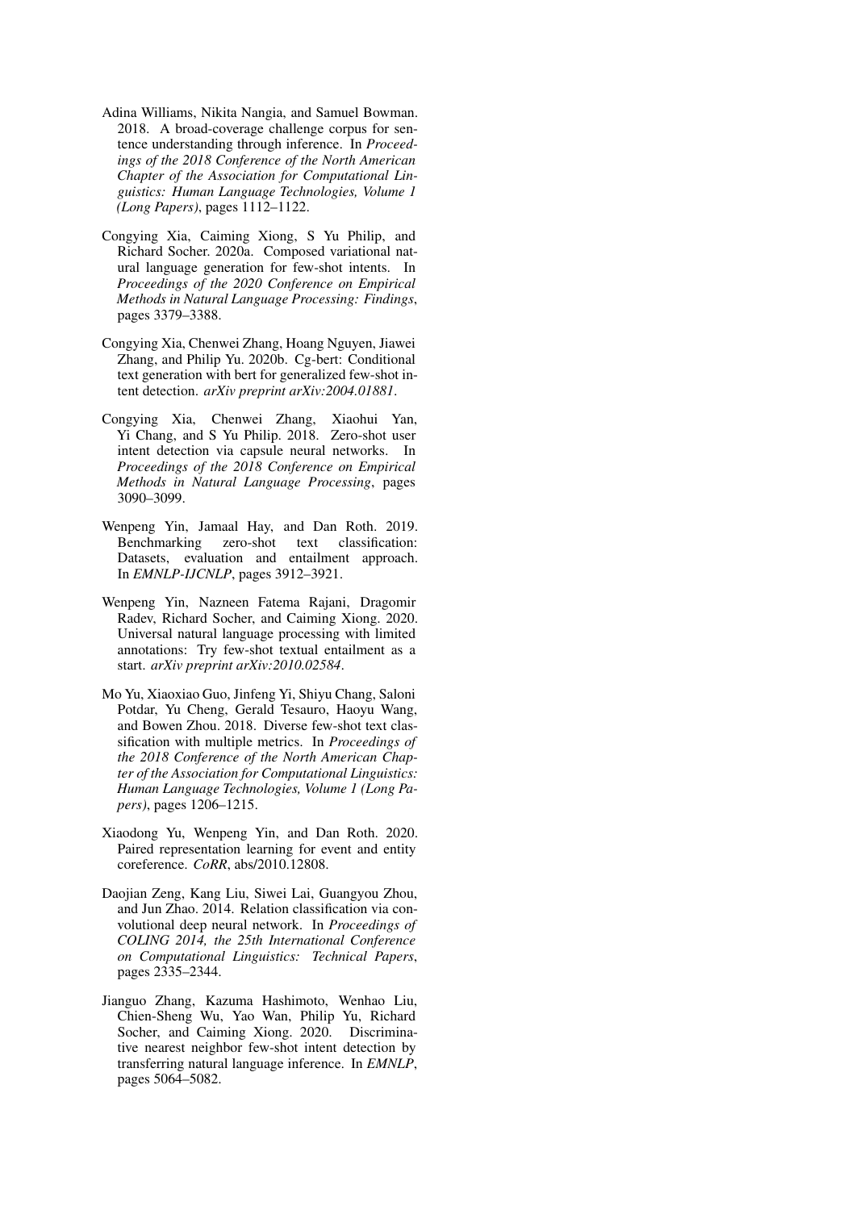Adina Williams, Nikita Nangia, and Samuel Bowman. 2018. A broad-coverage challenge corpus for sentence understanding through inference. In *Proceedings of the 2018 Conference of the North American Chapter of the Association for Computational Linguistics: Human Language Technologies, Volume 1 (Long Papers)*, pages 1112–1122.

Congying Xia, Caiming Xiong, S Yu Philip, and Richard Socher. 2020a. Composed variational natural language generation for few-shot intents. In *Proceedings of the 2020 Conference on Empirical Methods in Natural Language Processing: Findings*, pages 3379–3388.

Congying Xia, Chenwei Zhang, Hoang Nguyen, Jiawei Zhang, and Philip Yu. 2020b. Cg-bert: Conditional text generation with bert for generalized few-shot intent detection. *arXiv preprint arXiv:2004.01881*.

Congying Xia, Chenwei Zhang, Xiaohui Yan, Yi Chang, and S Yu Philip. 2018. Zero-shot user intent detection via capsule neural networks. In *Proceedings of the 2018 Conference on Empirical Methods in Natural Language Processing*, pages 3090–3099.

Wenpeng Yin, Jamaal Hay, and Dan Roth. 2019. Benchmarking zero-shot text classification: Datasets, evaluation and entailment approach. In *EMNLP-IJCNLP*, pages 3912–3921.

Wenpeng Yin, Nazneen Fatema Rajani, Dragomir Radev, Richard Socher, and Caiming Xiong. 2020. Universal natural language processing with limited annotations: Try few-shot textual entailment as a start. *arXiv preprint arXiv:2010.02584*.

Mo Yu, Xiaoxiao Guo, Jinfeng Yi, Shiyu Chang, Saloni Potdar, Yu Cheng, Gerald Tesauro, Haoyu Wang, and Bowen Zhou. 2018. Diverse few-shot text classification with multiple metrics. In *Proceedings of the 2018 Conference of the North American Chapter of the Association for Computational Linguistics: Human Language Technologies, Volume 1 (Long Papers)*, pages 1206–1215.

Xiaodong Yu, Wenpeng Yin, and Dan Roth. 2020. Paired representation learning for event and entity coreference. *CoRR*, abs/2010.12808.

Daojian Zeng, Kang Liu, Siwei Lai, Guangyou Zhou, and Jun Zhao. 2014. Relation classification via convolutional deep neural network. In *Proceedings of COLING 2014, the 25th International Conference on Computational Linguistics: Technical Papers*, pages 2335–2344.

Jianguo Zhang, Kazuma Hashimoto, Wenhao Liu, Chien-Sheng Wu, Yao Wan, Philip Yu, Richard Socher, and Caiming Xiong. 2020. Discriminative nearest neighbor few-shot intent detection by transferring natural language inference. In *EMNLP*, pages 5064–5082.